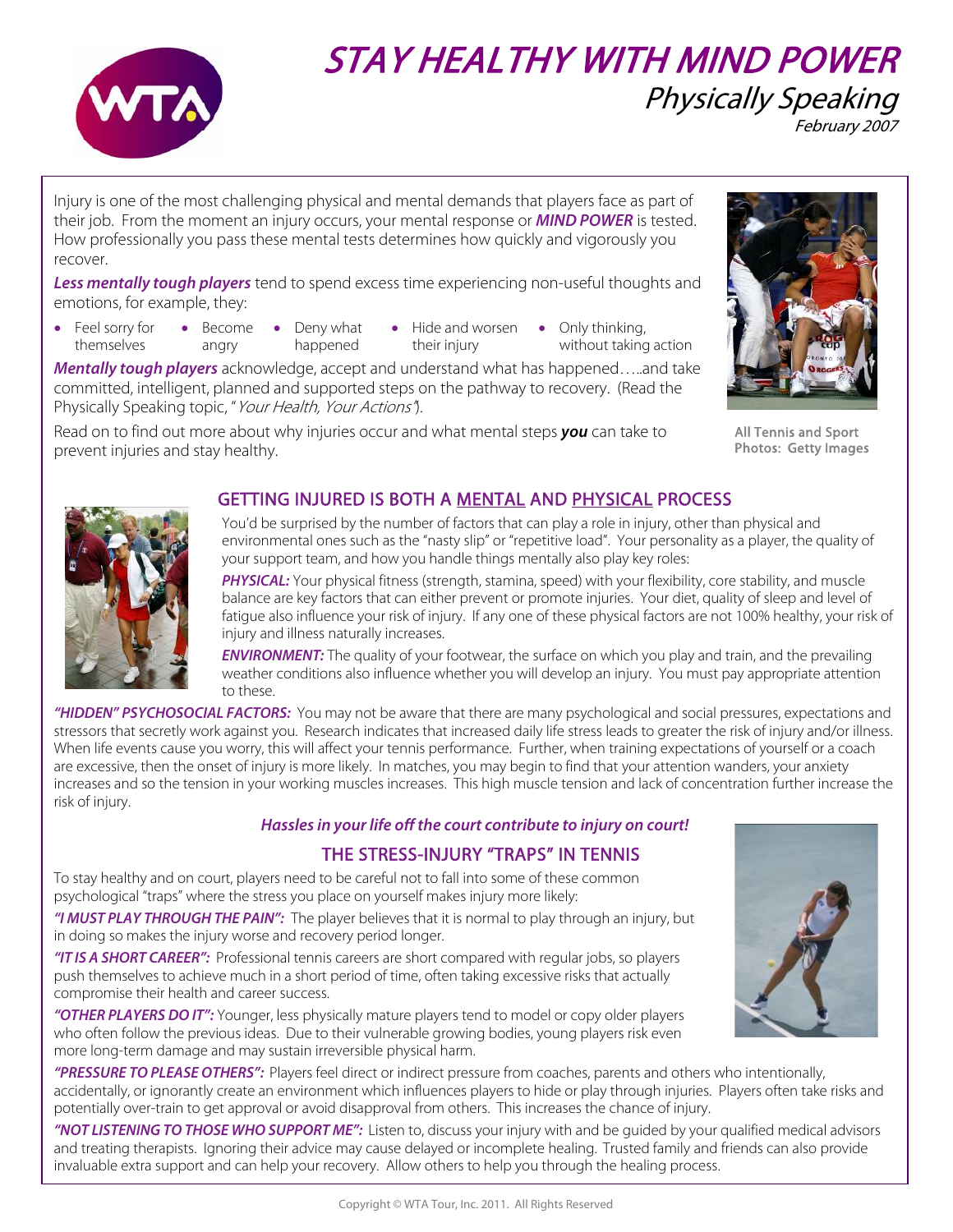# STAY HEALTHY WITH MIND POWER

## Physically Speaking

*February 2007*

Injury is one of the most challenging physical and mental demands that players face as part of their job. From the moment an injury occurs, your mental response or ***MIND POWER*** is tested. How professionally you pass these mental tests determines how quickly and vigorously you recover.

***Less mentally tough players*** tend to spend excess time experiencing non-useful thoughts and emotions, for example, they:

- Feel sorry for themselves
- Become angry
- Deny what happened
- Hide and worsen their injury
- Only thinking, without taking action

***Mentally tough players*** acknowledge, accept and understand what has happened…..and take committed, intelligent, planned and supported steps on the pathway to recovery. (Read the Physically Speaking topic, "*Your Health, Your Actions*").

Read on to find out more about why injuries occur and what mental steps ***you*** can take to prevent injuries and stay healthy.

All Tennis and Sport Photos: Getty Images

## GETTING INJURED IS BOTH A MENTAL AND PHYSICAL PROCESS

You'd be surprised by the number of factors that can play a role in injury, other than physical and environmental ones such as the "nasty slip" or "repetitive load". Your personality as a player, the quality of your support team, and how you handle things mentally also play key roles:

***PHYSICAL:*** Your physical fitness (strength, stamina, speed) with your flexibility, core stability, and muscle balance are key factors that can either prevent or promote injuries. Your diet, quality of sleep and level of fatigue also influence your risk of injury. If any one of these physical factors are not 100% healthy, your risk of injury and illness naturally increases.

***ENVIRONMENT:*** The quality of your footwear, the surface on which you play and train, and the prevailing weather conditions also influence whether you will develop an injury. You must pay appropriate attention to these.

***"HIDDEN" PSYCHOSOCIAL FACTORS:*** You may not be aware that there are many psychological and social pressures, expectations and stressors that secretly work against you. Research indicates that increased daily life stress leads to greater the risk of injury and/or illness. When life events cause you worry, this will affect your tennis performance. Further, when training expectations of yourself or a coach are excessive, then the onset of injury is more likely. In matches, you may begin to find that your attention wanders, your anxiety increases and so the tension in your working muscles increases. This high muscle tension and lack of concentration further increase the risk of injury.

***Hassles in your life off the court contribute to injury on court!***

## THE STRESS-INJURY "TRAPS" IN TENNIS

To stay healthy and on court, players need to be careful not to fall into some of these common psychological "traps" where the stress you place on yourself makes injury more likely:

***"I MUST PLAY THROUGH THE PAIN":*** The player believes that it is normal to play through an injury, but in doing so makes the injury worse and recovery period longer.

***"IT IS A SHORT CAREER":*** Professional tennis careers are short compared with regular jobs, so players push themselves to achieve much in a short period of time, often taking excessive risks that actually compromise their health and career success.

***"OTHER PLAYERS DO IT":*** Younger, less physically mature players tend to model or copy older players who often follow the previous ideas. Due to their vulnerable growing bodies, young players risk even more long-term damage and may sustain irreversible physical harm.

***"PRESSURE TO PLEASE OTHERS":*** Players feel direct or indirect pressure from coaches, parents and others who intentionally, accidentally, or ignorantly create an environment which influences players to hide or play through injuries. Players often take risks and potentially over-train to get approval or avoid disapproval from others. This increases the chance of injury.

***"NOT LISTENING TO THOSE WHO SUPPORT ME":*** Listen to, discuss your injury with and be guided by your qualified medical advisors and treating therapists. Ignoring their advice may cause delayed or incomplete healing. Trusted family and friends can also provide invaluable extra support and can help your recovery. Allow others to help you through the healing process.

Copyright © WTA Tour, Inc. 2011. All Rights Reserved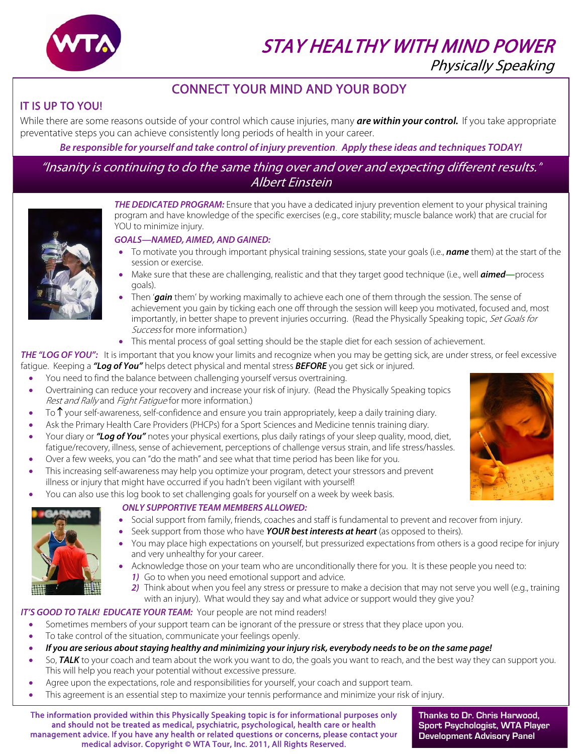# STAY HEALTHY WITH MIND POWER

*Physically Speaking*

## CONNECT YOUR MIND AND YOUR BODY

### IT IS UP TO YOU!

While there are some reasons outside of your control which cause injuries, many ***are within your control.*** If you take appropriate preventative steps you can achieve consistently long periods of health in your career.

***Be responsible for yourself and take control of injury prevention. Apply these ideas and techniques TODAY!***

*"Insanity is continuing to do the same thing over and over and expecting different results."*
*Albert Einstein*

***THE DEDICATED PROGRAM:*** Ensure that you have a dedicated injury prevention element to your physical training program and have knowledge of the specific exercises (e.g., core stability; muscle balance work) that are crucial for YOU to minimize injury.

***GOALS—NAMED, AIMED, AND GAINED:***

- To motivate you through important physical training sessions, state your goals (i.e., ***name*** them) at the start of the session or exercise.
- Make sure that these are challenging, realistic and that they target good technique (i.e., well ***aimed***—process goals).
- Then '***gain*** them' by working maximally to achieve each one of them through the session. The sense of achievement you gain by ticking each one off through the session will keep you motivated, focused and, most importantly, in better shape to prevent injuries occurring. (Read the Physically Speaking topic, *Set Goals for Success* for more information.)
- This mental process of goal setting should be the staple diet for each session of achievement.

***THE "LOG OF YOU":*** It is important that you know your limits and recognize when you may be getting sick, are under stress, or feel excessive fatigue. Keeping a ***"Log of You"*** helps detect physical and mental stress ***BEFORE*** you get sick or injured.

- You need to find the balance between challenging yourself versus overtraining.
- Overtraining can reduce your recovery and increase your risk of injury. (Read the Physically Speaking topics *Rest and Rally* and *Fight Fatigue* for more information.)
- To ↑ your self-awareness, self-confidence and ensure you train appropriately, keep a daily training diary.
- Ask the Primary Health Care Providers (PHCPs) for a Sport Sciences and Medicine tennis training diary.
- Your diary or ***"Log of You"*** notes your physical exertions, plus daily ratings of your sleep quality, mood, diet, fatigue/recovery, illness, sense of achievement, perceptions of challenge versus strain, and life stress/hassles.
- Over a few weeks, you can "do the math" and see what that time period has been like for you.
- This increasing self-awareness may help you optimize your program, detect your stressors and prevent illness or injury that might have occurred if you hadn't been vigilant with yourself!
- You can also use this log book to set challenging goals for yourself on a week by week basis.

***ONLY SUPPORTIVE TEAM MEMBERS ALLOWED:***

- Social support from family, friends, coaches and staff is fundamental to prevent and recover from injury.
- Seek support from those who have ***YOUR best interests at heart*** (as opposed to theirs).
- You may place high expectations on yourself, but pressurized expectations from others is a good recipe for injury and very unhealthy for your career.
- Acknowledge those on your team who are unconditionally there for you. It is these people you need to:
  1) Go to when you need emotional support and advice.
  2) Think about when you feel any stress or pressure to make a decision that may not serve you well (e.g., training with an injury). What would they say and what advice or support would they give you?

***IT'S GOOD TO TALK! EDUCATE YOUR TEAM:*** Your people are not mind readers!

- Sometimes members of your support team can be ignorant of the pressure or stress that they place upon you.
- To take control of the situation, communicate your feelings openly.
- ***If you are serious about staying healthy and minimizing your injury risk, everybody needs to be on the same page!***
- So, ***TALK*** to your coach and team about the work you want to do, the goals you want to reach, and the best way they can support you. This will help you reach your potential without excessive pressure.
- Agree upon the expectations, role and responsibilities for yourself, your coach and support team.
- This agreement is an essential step to maximize your tennis performance and minimize your risk of injury.

The information provided within this Physically Speaking topic is for informational purposes only and should not be treated as medical, psychiatric, psychological, health care or health management advice. If you have any health or related questions or concerns, please contact your medical advisor. Copyright © WTA Tour, Inc. 2011, All Rights Reserved.

**Thanks to Dr. Chris Harwood, Sport Psychologist, WTA Player Development Advisory Panel**